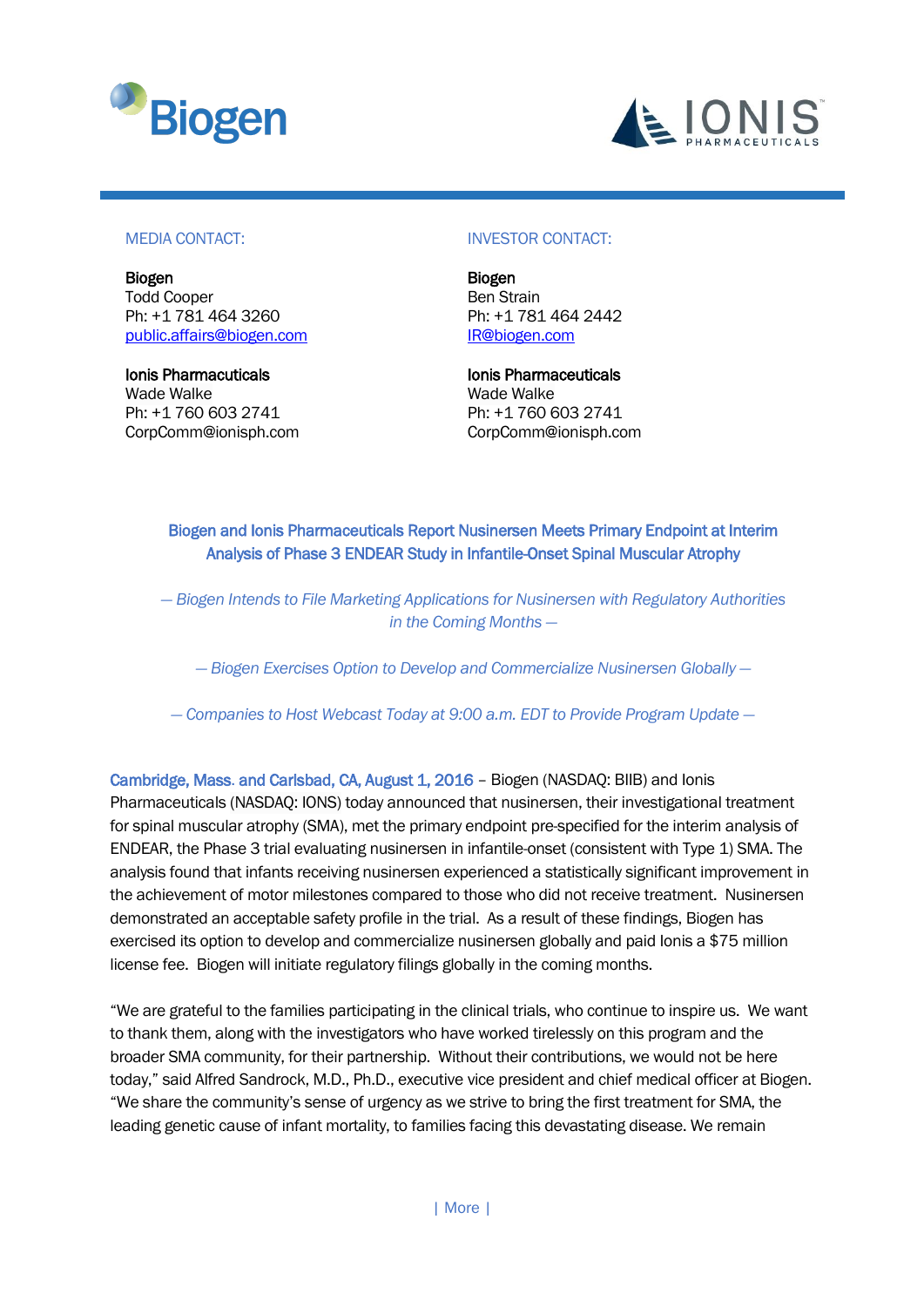Biogen

IONIS PHARMACEUTICALS

MEDIA CONTACT:

**Biogen**
Todd Cooper
Ph: +1 781 464 3260
public.affairs@biogen.com

**Ionis Pharmaceuticals**
Wade Walke
Ph: +1 760 603 2741
CorpComm@ionisph.com

INVESTOR CONTACT:

**Biogen**
Ben Strain
Ph: +1 781 464 2442
IR@biogen.com

**Ionis Pharmaceuticals**
Wade Walke
Ph: +1 760 603 2741
CorpComm@ionisph.com

# Biogen and Ionis Pharmaceuticals Report Nusinersen Meets Primary Endpoint at Interim Analysis of Phase 3 ENDEAR Study in Infantile-Onset Spinal Muscular Atrophy

*— Biogen Intends to File Marketing Applications for Nusinersen with Regulatory Authorities in the Coming Months —*

*— Biogen Exercises Option to Develop and Commercialize Nusinersen Globally —*

*— Companies to Host Webcast Today at 9:00 a.m. EDT to Provide Program Update —*

**Cambridge, Mass. and Carlsbad, CA, August 1, 2016** – Biogen (NASDAQ: BIIB) and Ionis Pharmaceuticals (NASDAQ: IONS) today announced that nusinersen, their investigational treatment for spinal muscular atrophy (SMA), met the primary endpoint pre-specified for the interim analysis of ENDEAR, the Phase 3 trial evaluating nusinersen in infantile-onset (consistent with Type 1) SMA. The analysis found that infants receiving nusinersen experienced a statistically significant improvement in the achievement of motor milestones compared to those who did not receive treatment. Nusinersen demonstrated an acceptable safety profile in the trial. As a result of these findings, Biogen has exercised its option to develop and commercialize nusinersen globally and paid Ionis a $75 million license fee. Biogen will initiate regulatory filings globally in the coming months.

"We are grateful to the families participating in the clinical trials, who continue to inspire us. We want to thank them, along with the investigators who have worked tirelessly on this program and the broader SMA community, for their partnership. Without their contributions, we would not be here today," said Alfred Sandrock, M.D., Ph.D., executive vice president and chief medical officer at Biogen. "We share the community's sense of urgency as we strive to bring the first treatment for SMA, the leading genetic cause of infant mortality, to families facing this devastating disease. We remain

| More |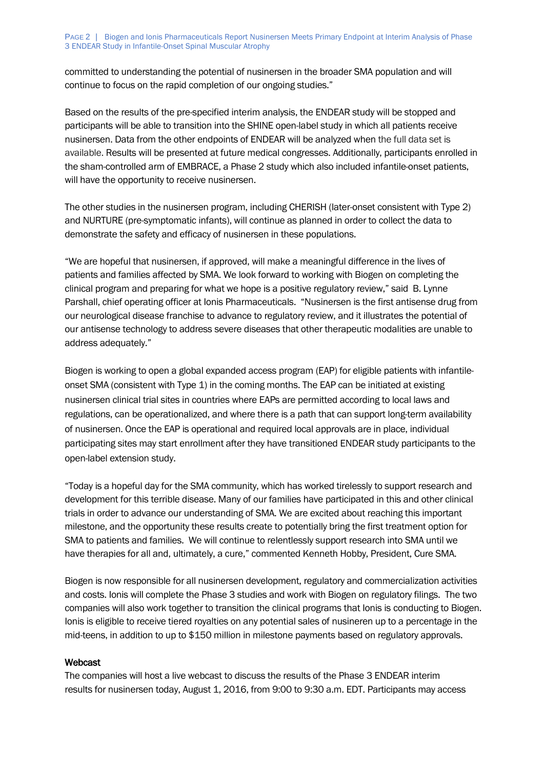committed to understanding the potential of nusinersen in the broader SMA population and will continue to focus on the rapid completion of our ongoing studies."

Based on the results of the pre-specified interim analysis, the ENDEAR study will be stopped and participants will be able to transition into the SHINE open-label study in which all patients receive nusinersen. Data from the other endpoints of ENDEAR will be analyzed when the full data set is available. Results will be presented at future medical congresses. Additionally, participants enrolled in the sham-controlled arm of EMBRACE, a Phase 2 study which also included infantile-onset patients, will have the opportunity to receive nusinersen.

The other studies in the nusinersen program, including CHERISH (later-onset consistent with Type 2) and NURTURE (pre-symptomatic infants), will continue as planned in order to collect the data to demonstrate the safety and efficacy of nusinersen in these populations.

"We are hopeful that nusinersen, if approved, will make a meaningful difference in the lives of patients and families affected by SMA. We look forward to working with Biogen on completing the clinical program and preparing for what we hope is a positive regulatory review," said B. Lynne Parshall, chief operating officer at Ionis Pharmaceuticals. "Nusinersen is the first antisense drug from our neurological disease franchise to advance to regulatory review, and it illustrates the potential of our antisense technology to address severe diseases that other therapeutic modalities are unable to address adequately."

Biogen is working to open a global expanded access program (EAP) for eligible patients with infantile-onset SMA (consistent with Type 1) in the coming months. The EAP can be initiated at existing nusinersen clinical trial sites in countries where EAPs are permitted according to local laws and regulations, can be operationalized, and where there is a path that can support long-term availability of nusinersen. Once the EAP is operational and required local approvals are in place, individual participating sites may start enrollment after they have transitioned ENDEAR study participants to the open-label extension study.

"Today is a hopeful day for the SMA community, which has worked tirelessly to support research and development for this terrible disease. Many of our families have participated in this and other clinical trials in order to advance our understanding of SMA. We are excited about reaching this important milestone, and the opportunity these results create to potentially bring the first treatment option for SMA to patients and families. We will continue to relentlessly support research into SMA until we have therapies for all and, ultimately, a cure," commented Kenneth Hobby, President, Cure SMA.

Biogen is now responsible for all nusinersen development, regulatory and commercialization activities and costs. Ionis will complete the Phase 3 studies and work with Biogen on regulatory filings. The two companies will also work together to transition the clinical programs that Ionis is conducting to Biogen. Ionis is eligible to receive tiered royalties on any potential sales of nusineren up to a percentage in the mid-teens, in addition to up to $150 million in milestone payments based on regulatory approvals.

**Webcast**

The companies will host a live webcast to discuss the results of the Phase 3 ENDEAR interim results for nusinersen today, August 1, 2016, from 9:00 to 9:30 a.m. EDT. Participants may access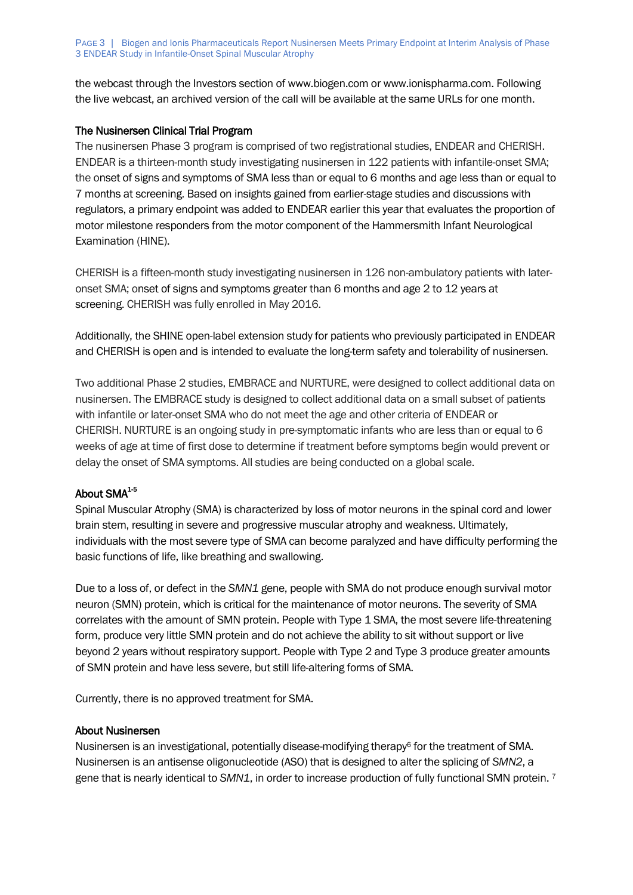the webcast through the Investors section of www.biogen.com or www.ionispharma.com. Following the live webcast, an archived version of the call will be available at the same URLs for one month.

### The Nusinersen Clinical Trial Program

The nusinersen Phase 3 program is comprised of two registrational studies, ENDEAR and CHERISH. ENDEAR is a thirteen-month study investigating nusinersen in 122 patients with infantile-onset SMA; the onset of signs and symptoms of SMA less than or equal to 6 months and age less than or equal to 7 months at screening. Based on insights gained from earlier-stage studies and discussions with regulators, a primary endpoint was added to ENDEAR earlier this year that evaluates the proportion of motor milestone responders from the motor component of the Hammersmith Infant Neurological Examination (HINE).

CHERISH is a fifteen-month study investigating nusinersen in 126 non-ambulatory patients with later-onset SMA; onset of signs and symptoms greater than 6 months and age 2 to 12 years at screening. CHERISH was fully enrolled in May 2016.

Additionally, the SHINE open-label extension study for patients who previously participated in ENDEAR and CHERISH is open and is intended to evaluate the long-term safety and tolerability of nusinersen.

Two additional Phase 2 studies, EMBRACE and NURTURE, were designed to collect additional data on nusinersen. The EMBRACE study is designed to collect additional data on a small subset of patients with infantile or later-onset SMA who do not meet the age and other criteria of ENDEAR or CHERISH. NURTURE is an ongoing study in pre-symptomatic infants who are less than or equal to 6 weeks of age at time of first dose to determine if treatment before symptoms begin would prevent or delay the onset of SMA symptoms. All studies are being conducted on a global scale.

### About SMA[1-5]

Spinal Muscular Atrophy (SMA) is characterized by loss of motor neurons in the spinal cord and lower brain stem, resulting in severe and progressive muscular atrophy and weakness. Ultimately, individuals with the most severe type of SMA can become paralyzed and have difficulty performing the basic functions of life, like breathing and swallowing.

Due to a loss of, or defect in the *SMN1* gene, people with SMA do not produce enough survival motor neuron (SMN) protein, which is critical for the maintenance of motor neurons. The severity of SMA correlates with the amount of SMN protein. People with Type 1 SMA, the most severe life-threatening form, produce very little SMN protein and do not achieve the ability to sit without support or live beyond 2 years without respiratory support. People with Type 2 and Type 3 produce greater amounts of SMN protein and have less severe, but still life-altering forms of SMA.

Currently, there is no approved treatment for SMA.

### About Nusinersen

Nusinersen is an investigational, potentially disease-modifying therapy[6] for the treatment of SMA. Nusinersen is an antisense oligonucleotide (ASO) that is designed to alter the splicing of *SMN2*, a gene that is nearly identical to *SMN1*, in order to increase production of fully functional SMN protein. [7]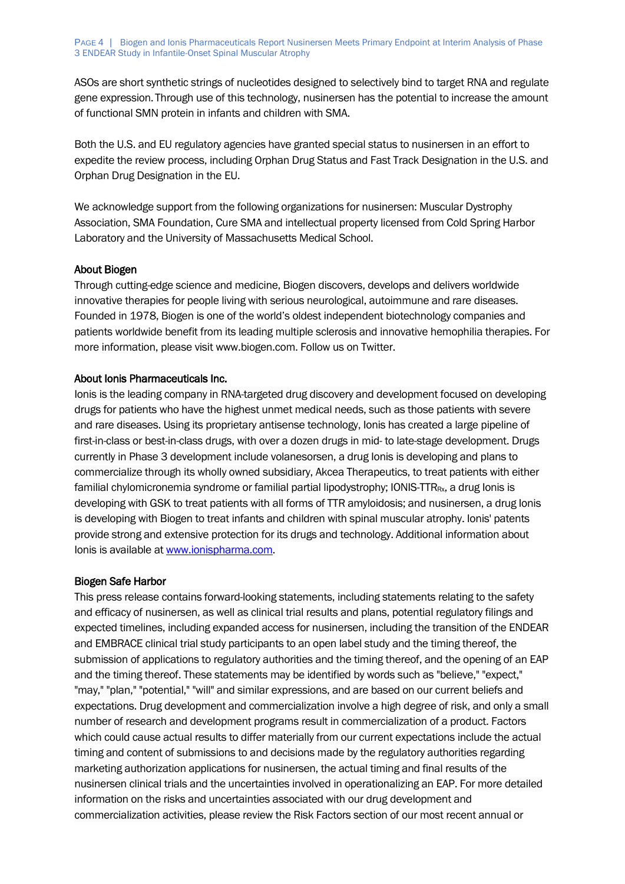ASOs are short synthetic strings of nucleotides designed to selectively bind to target RNA and regulate gene expression. Through use of this technology, nusinersen has the potential to increase the amount of functional SMN protein in infants and children with SMA.

Both the U.S. and EU regulatory agencies have granted special status to nusinersen in an effort to expedite the review process, including Orphan Drug Status and Fast Track Designation in the U.S. and Orphan Drug Designation in the EU.

We acknowledge support from the following organizations for nusinersen: Muscular Dystrophy Association, SMA Foundation, Cure SMA and intellectual property licensed from Cold Spring Harbor Laboratory and the University of Massachusetts Medical School.

**About Biogen**

Through cutting-edge science and medicine, Biogen discovers, develops and delivers worldwide innovative therapies for people living with serious neurological, autoimmune and rare diseases. Founded in 1978, Biogen is one of the world's oldest independent biotechnology companies and patients worldwide benefit from its leading multiple sclerosis and innovative hemophilia therapies. For more information, please visit www.biogen.com. Follow us on Twitter.

**About Ionis Pharmaceuticals Inc.**

Ionis is the leading company in RNA-targeted drug discovery and development focused on developing drugs for patients who have the highest unmet medical needs, such as those patients with severe and rare diseases. Using its proprietary antisense technology, Ionis has created a large pipeline of first-in-class or best-in-class drugs, with over a dozen drugs in mid- to late-stage development. Drugs currently in Phase 3 development include volanesorsen, a drug Ionis is developing and plans to commercialize through its wholly owned subsidiary, Akcea Therapeutics, to treat patients with either familial chylomicronemia syndrome or familial partial lipodystrophy; IONIS-TTR$_{Rx}$, a drug Ionis is developing with GSK to treat patients with all forms of TTR amyloidosis; and nusinersen, a drug Ionis is developing with Biogen to treat infants and children with spinal muscular atrophy. Ionis' patents provide strong and extensive protection for its drugs and technology. Additional information about Ionis is available at [www.ionispharma.com](http://www.ionispharma.com).

**Biogen Safe Harbor**

This press release contains forward-looking statements, including statements relating to the safety and efficacy of nusinersen, as well as clinical trial results and plans, potential regulatory filings and expected timelines, including expanded access for nusinersen, including the transition of the ENDEAR and EMBRACE clinical trial study participants to an open label study and the timing thereof, the submission of applications to regulatory authorities and the timing thereof, and the opening of an EAP and the timing thereof. These statements may be identified by words such as "believe," "expect," "may," "plan," "potential," "will" and similar expressions, and are based on our current beliefs and expectations. Drug development and commercialization involve a high degree of risk, and only a small number of research and development programs result in commercialization of a product. Factors which could cause actual results to differ materially from our current expectations include the actual timing and content of submissions to and decisions made by the regulatory authorities regarding marketing authorization applications for nusinersen, the actual timing and final results of the nusinersen clinical trials and the uncertainties involved in operationalizing an EAP. For more detailed information on the risks and uncertainties associated with our drug development and commercialization activities, please review the Risk Factors section of our most recent annual or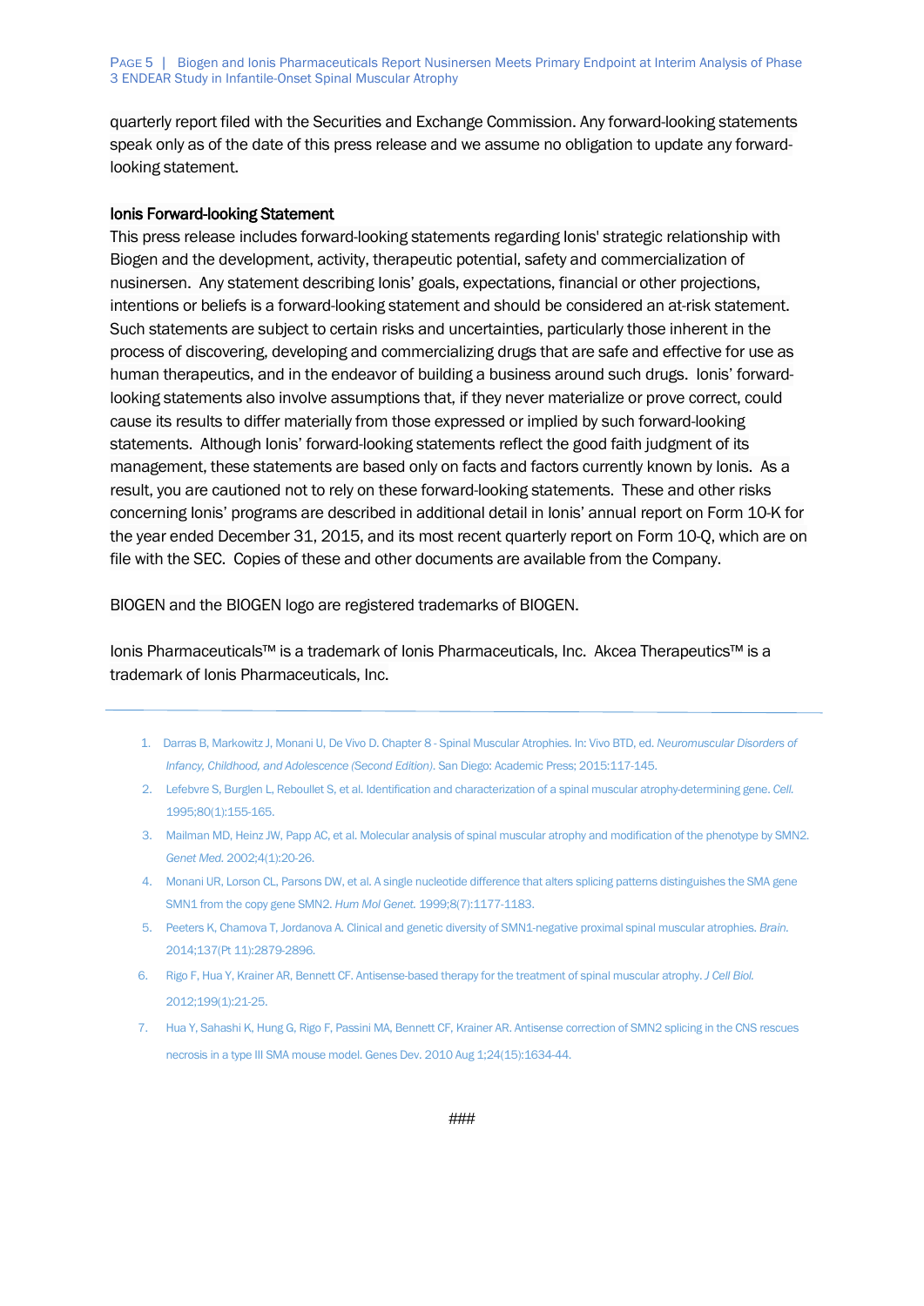quarterly report filed with the Securities and Exchange Commission. Any forward-looking statements speak only as of the date of this press release and we assume no obligation to update any forward-looking statement.

**Ionis Forward-looking Statement**

This press release includes forward-looking statements regarding Ionis' strategic relationship with Biogen and the development, activity, therapeutic potential, safety and commercialization of nusinersen. Any statement describing Ionis' goals, expectations, financial or other projections, intentions or beliefs is a forward-looking statement and should be considered an at-risk statement. Such statements are subject to certain risks and uncertainties, particularly those inherent in the process of discovering, developing and commercializing drugs that are safe and effective for use as human therapeutics, and in the endeavor of building a business around such drugs. Ionis' forward-looking statements also involve assumptions that, if they never materialize or prove correct, could cause its results to differ materially from those expressed or implied by such forward-looking statements. Although Ionis' forward-looking statements reflect the good faith judgment of its management, these statements are based only on facts and factors currently known by Ionis. As a result, you are cautioned not to rely on these forward-looking statements. These and other risks concerning Ionis' programs are described in additional detail in Ionis' annual report on Form 10-K for the year ended December 31, 2015, and its most recent quarterly report on Form 10-Q, which are on file with the SEC. Copies of these and other documents are available from the Company.

BIOGEN and the BIOGEN logo are registered trademarks of BIOGEN.

Ionis Pharmaceuticals™ is a trademark of Ionis Pharmaceuticals, Inc. Akcea Therapeutics™ is a trademark of Ionis Pharmaceuticals, Inc.

---

1. Darras B, Markowitz J, Monani U, De Vivo D. Chapter 8 - Spinal Muscular Atrophies. In: Vivo BTD, ed. *Neuromuscular Disorders of Infancy, Childhood, and Adolescence (Second Edition)*. San Diego: Academic Press; 2015:117-145.
2. Lefebvre S, Burglen L, Reboullet S, et al. Identification and characterization of a spinal muscular atrophy-determining gene. *Cell.* 1995;80(1):155-165.
3. Mailman MD, Heinz JW, Papp AC, et al. Molecular analysis of spinal muscular atrophy and modification of the phenotype by SMN2. *Genet Med.* 2002;4(1):20-26.
4. Monani UR, Lorson CL, Parsons DW, et al. A single nucleotide difference that alters splicing patterns distinguishes the SMA gene SMN1 from the copy gene SMN2. *Hum Mol Genet.* 1999;8(7):1177-1183.
5. Peeters K, Chamova T, Jordanova A. Clinical and genetic diversity of SMN1-negative proximal spinal muscular atrophies. *Brain.* 2014;137(Pt 11):2879-2896.
6. Rigo F, Hua Y, Krainer AR, Bennett CF. Antisense-based therapy for the treatment of spinal muscular atrophy. *J Cell Biol.* 2012;199(1):21-25.
7. Hua Y, Sahashi K, Hung G, Rigo F, Passini MA, Bennett CF, Krainer AR. Antisense correction of SMN2 splicing in the CNS rescues necrosis in a type III SMA mouse model. Genes Dev. 2010 Aug 1;24(15):1634-44.

###